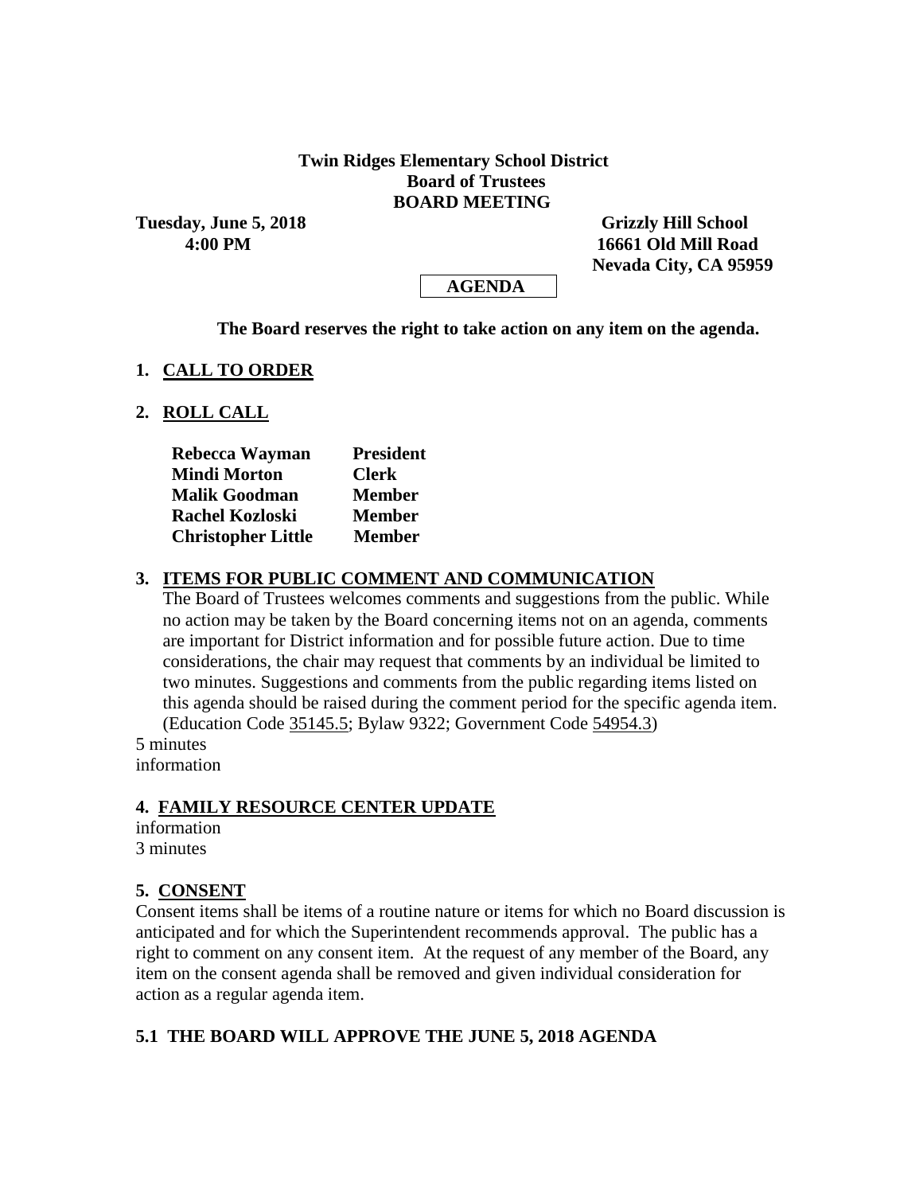**Twin Ridges Elementary School District**
**Board of Trustees**
**BOARD MEETING**

**Tuesday, June 5, 2018**
**4:00 PM**

**Grizzly Hill School**
**16661 Old Mill Road**
**Nevada City, CA 95959**

**AGENDA**

**The Board reserves the right to take action on any item on the agenda.**

## 1. CALL TO ORDER

## 2. ROLL CALL

| | |
|---|---|
| **Rebecca Wayman** | **President** |
| **Mindi Morton** | **Clerk** |
| **Malik Goodman** | **Member** |
| **Rachel Kozloski** | **Member** |
| **Christopher Little** | **Member** |

## 3. ITEMS FOR PUBLIC COMMENT AND COMMUNICATION

The Board of Trustees welcomes comments and suggestions from the public. While no action may be taken by the Board concerning items not on an agenda, comments are important for District information and for possible future action. Due to time considerations, the chair may request that comments by an individual be limited to two minutes. Suggestions and comments from the public regarding items listed on this agenda should be raised during the comment period for the specific agenda item. (Education Code 35145.5; Bylaw 9322; Government Code 54954.3)

5 minutes
information

## 4. FAMILY RESOURCE CENTER UPDATE

information
3 minutes

## 5. CONSENT

Consent items shall be items of a routine nature or items for which no Board discussion is anticipated and for which the Superintendent recommends approval. The public has a right to comment on any consent item. At the request of any member of the Board, any item on the consent agenda shall be removed and given individual consideration for action as a regular agenda item.

### 5.1 THE BOARD WILL APPROVE THE JUNE 5, 2018 AGENDA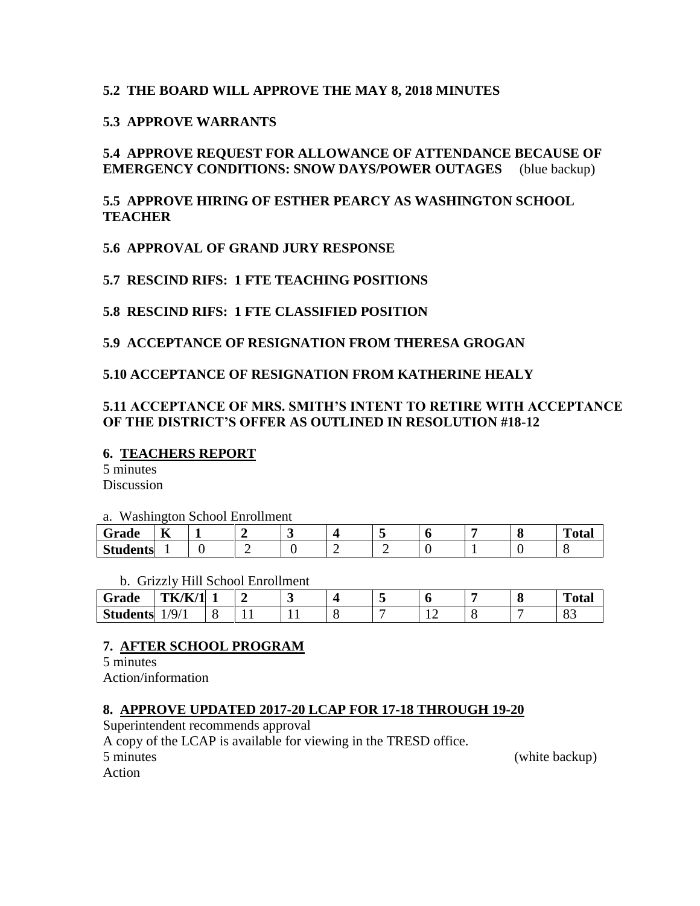**5.2 THE BOARD WILL APPROVE THE MAY 8, 2018 MINUTES**

**5.3 APPROVE WARRANTS**

**5.4 APPROVE REQUEST FOR ALLOWANCE OF ATTENDANCE BECAUSE OF EMERGENCY CONDITIONS: SNOW DAYS/POWER OUTAGES** (blue backup)

**5.5 APPROVE HIRING OF ESTHER PEARCY AS WASHINGTON SCHOOL TEACHER**

**5.6 APPROVAL OF GRAND JURY RESPONSE**

**5.7 RESCIND RIFS: 1 FTE TEACHING POSITIONS**

**5.8 RESCIND RIFS: 1 FTE CLASSIFIED POSITION**

**5.9 ACCEPTANCE OF RESIGNATION FROM THERESA GROGAN**

**5.10 ACCEPTANCE OF RESIGNATION FROM KATHERINE HEALY**

**5.11 ACCEPTANCE OF MRS. SMITH'S INTENT TO RETIRE WITH ACCEPTANCE OF THE DISTRICT'S OFFER AS OUTLINED IN RESOLUTION #18-12**

## 6. TEACHERS REPORT

5 minutes
Discussion

a. Washington School Enrollment

| Grade | K | 1 | 2 | 3 | 4 | 5 | 6 | 7 | 8 | Total |
|---|---|---|---|---|---|---|---|---|---|---|
| Students | 1 | 0 | 2 | 0 | 2 | 2 | 0 | 1 | 0 | 8 |

b. Grizzly Hill School Enrollment

| Grade | TK/K/1 | 1 | 2 | 3 | 4 | 5 | 6 | 7 | 8 | Total |
|---|---|---|---|---|---|---|---|---|---|---|
| Students | 1/9/1 | 8 | 11 | 11 | 8 | 7 | 12 | 8 | 7 | 83 |

## 7. AFTER SCHOOL PROGRAM

5 minutes
Action/information

## 8. APPROVE UPDATED 2017-20 LCAP FOR 17-18 THROUGH 19-20

Superintendent recommends approval
A copy of the LCAP is available for viewing in the TRESD office.
5 minutes (white backup)
Action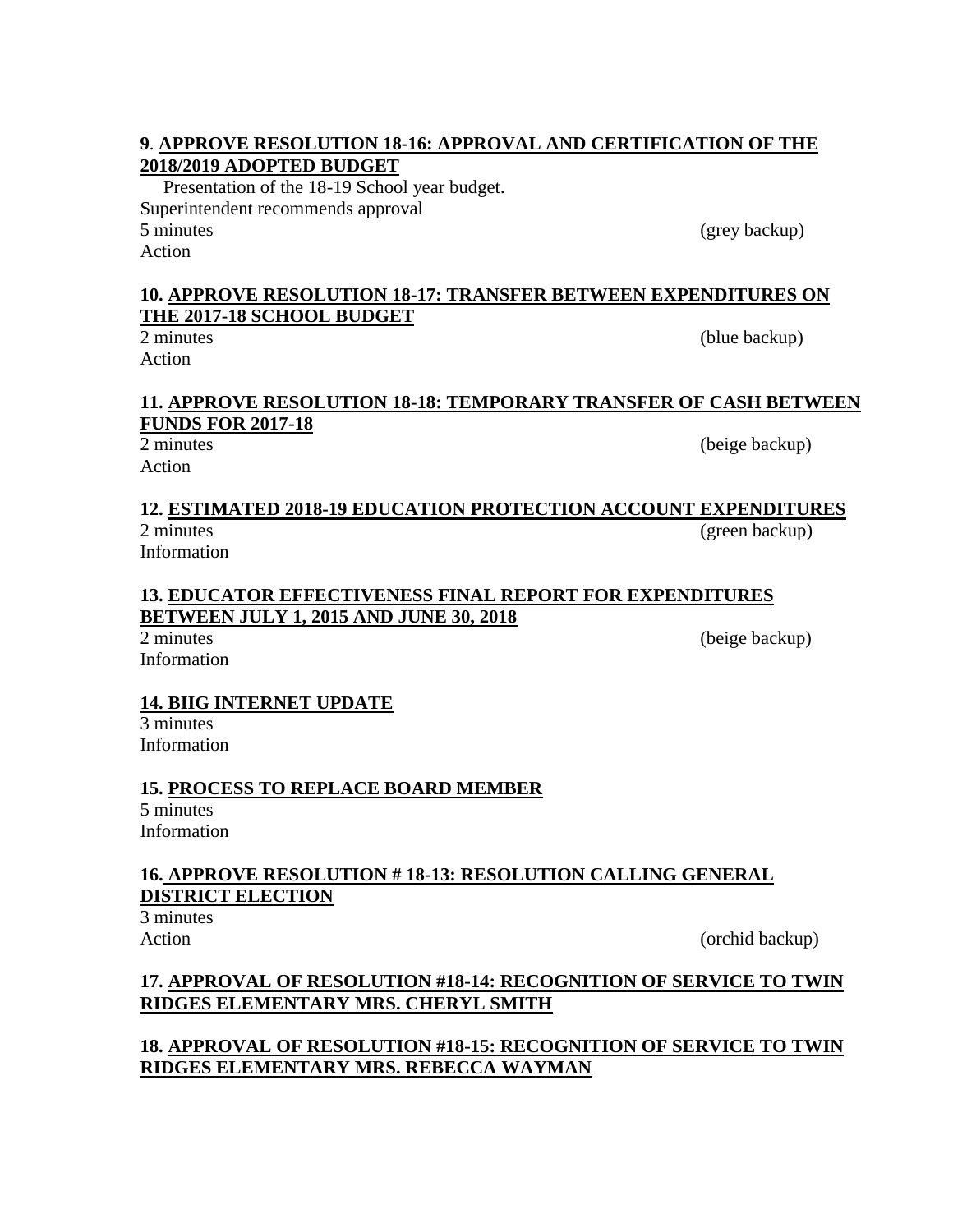**9**. **APPROVE RESOLUTION 18-16: APPROVAL AND CERTIFICATION OF THE 2018/2019 ADOPTED BUDGET**

Presentation of the 18-19 School year budget.
Superintendent recommends approval
5 minutes (grey backup)
Action

**10. APPROVE RESOLUTION 18-17: TRANSFER BETWEEN EXPENDITURES ON THE 2017-18 SCHOOL BUDGET**

2 minutes (blue backup)
Action

**11. APPROVE RESOLUTION 18-18: TEMPORARY TRANSFER OF CASH BETWEEN FUNDS FOR 2017-18**

2 minutes (beige backup)
Action

**12. ESTIMATED 2018-19 EDUCATION PROTECTION ACCOUNT EXPENDITURES**

2 minutes (green backup)
Information

**13. EDUCATOR EFFECTIVENESS FINAL REPORT FOR EXPENDITURES BETWEEN JULY 1, 2015 AND JUNE 30, 2018**

2 minutes (beige backup)
Information

**14. BIIG INTERNET UPDATE**

3 minutes
Information

**15. PROCESS TO REPLACE BOARD MEMBER**

5 minutes
Information

**16. APPROVE RESOLUTION # 18-13: RESOLUTION CALLING GENERAL DISTRICT ELECTION**

3 minutes
Action (orchid backup)

**17. APPROVAL OF RESOLUTION #18-14: RECOGNITION OF SERVICE TO TWIN RIDGES ELEMENTARY MRS. CHERYL SMITH**

**18. APPROVAL OF RESOLUTION #18-15: RECOGNITION OF SERVICE TO TWIN RIDGES ELEMENTARY MRS. REBECCA WAYMAN**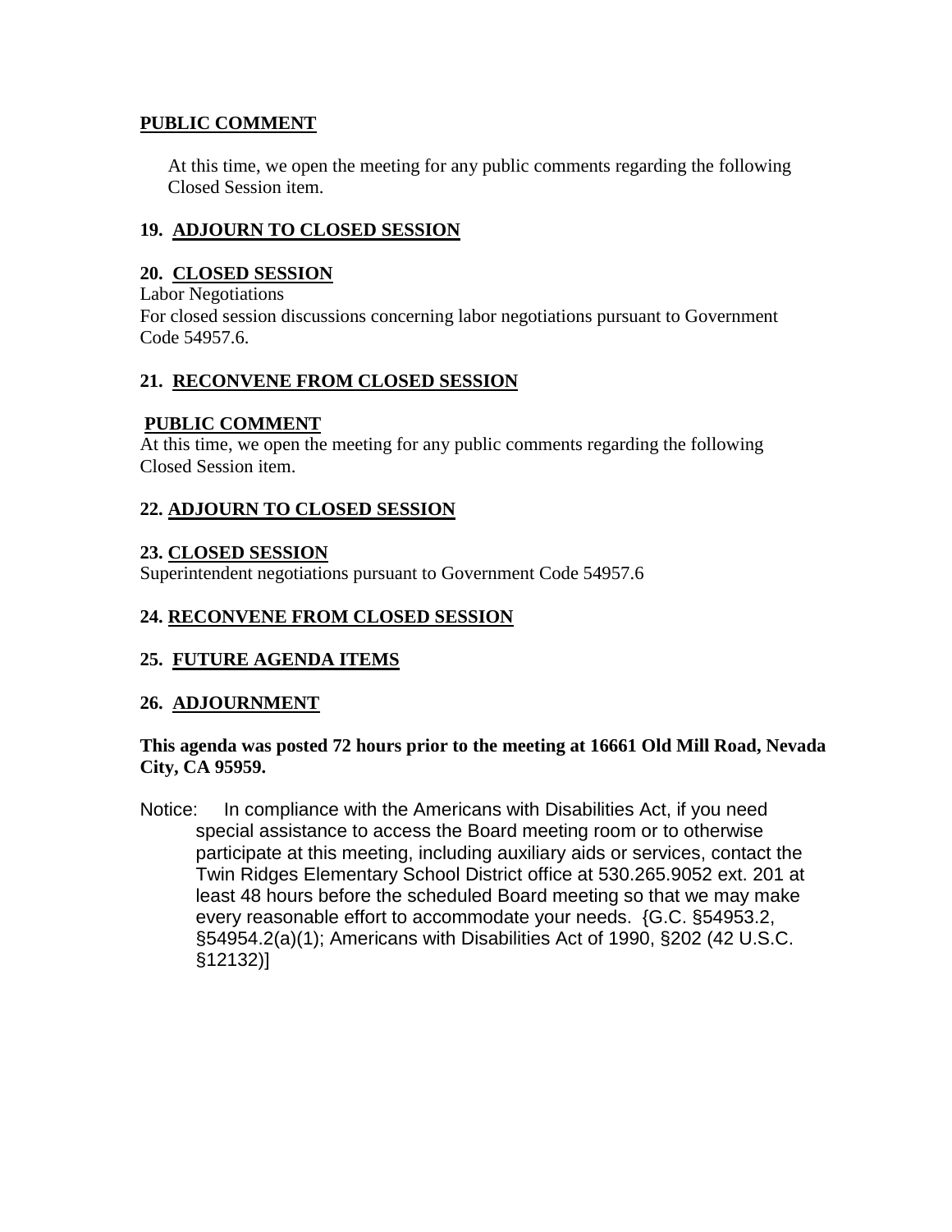**PUBLIC COMMENT**

At this time, we open the meeting for any public comments regarding the following Closed Session item.

**19. ADJOURN TO CLOSED SESSION**

**20. CLOSED SESSION**

Labor Negotiations
For closed session discussions concerning labor negotiations pursuant to Government Code 54957.6.

**21. RECONVENE FROM CLOSED SESSION**

**PUBLIC COMMENT**

At this time, we open the meeting for any public comments regarding the following Closed Session item.

**22. ADJOURN TO CLOSED SESSION**

**23. CLOSED SESSION**

Superintendent negotiations pursuant to Government Code 54957.6

**24. RECONVENE FROM CLOSED SESSION**

**25. FUTURE AGENDA ITEMS**

**26. ADJOURNMENT**

**This agenda was posted 72 hours prior to the meeting at 16661 Old Mill Road, Nevada City, CA 95959.**

Notice: In compliance with the Americans with Disabilities Act, if you need special assistance to access the Board meeting room or to otherwise participate at this meeting, including auxiliary aids or services, contact the Twin Ridges Elementary School District office at 530.265.9052 ext. 201 at least 48 hours before the scheduled Board meeting so that we may make every reasonable effort to accommodate your needs. {G.C. §54953.2, §54954.2(a)(1); Americans with Disabilities Act of 1990, §202 (42 U.S.C. §12132)]